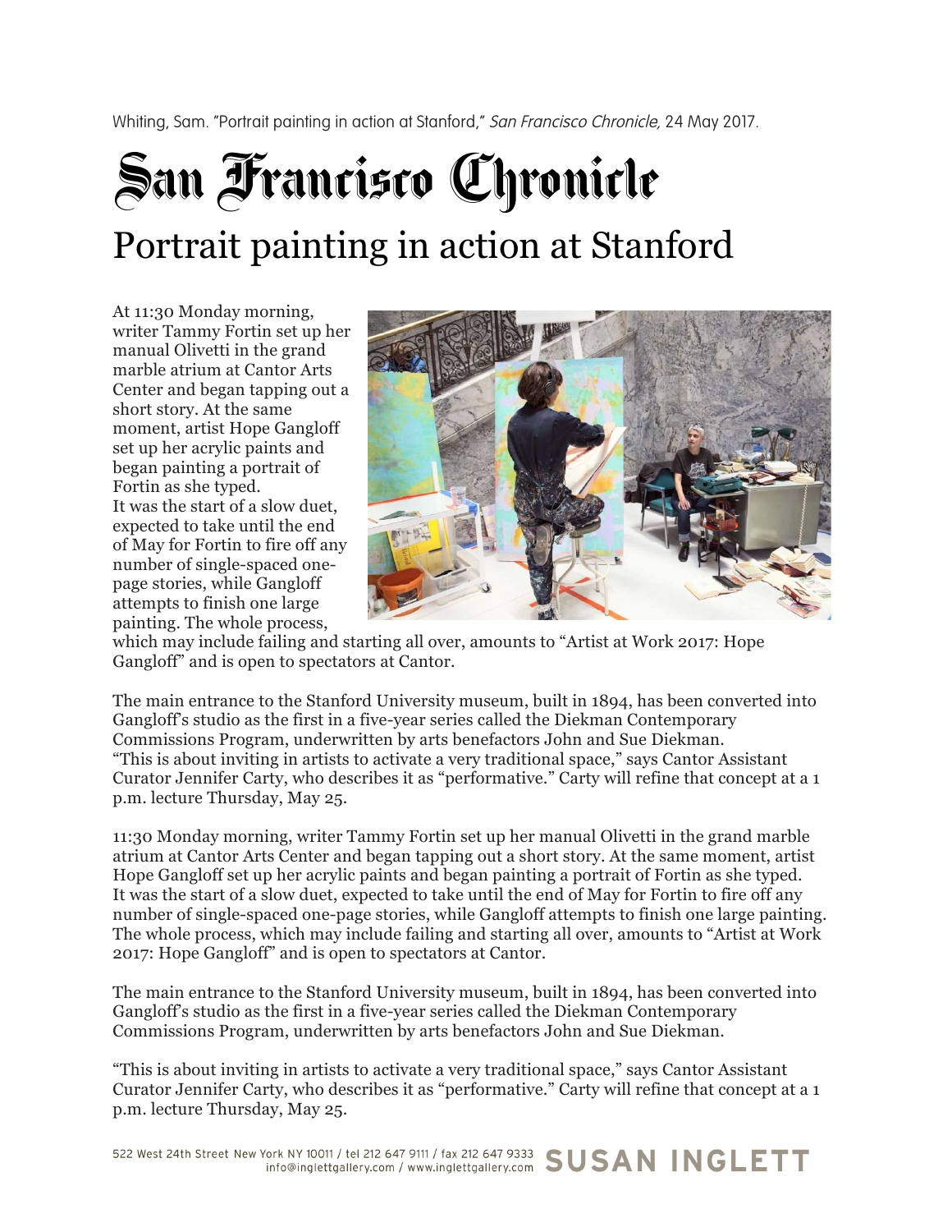Whiting, Sam. "Portrait painting in action at Stanford," *San Francisco Chronicle,* 24 May 2017.

# San Francisco Chronicle

## Portrait painting in action at Stanford

At 11:30 Monday morning, writer Tammy Fortin set up her manual Olivetti in the grand marble atrium at Cantor Arts Center and began tapping out a short story. At the same moment, artist Hope Gangloff set up her acrylic paints and began painting a portrait of Fortin as she typed.
It was the start of a slow duet, expected to take until the end of May for Fortin to fire off any number of single-spaced one-page stories, while Gangloff attempts to finish one large painting. The whole process, which may include failing and starting all over, amounts to "Artist at Work 2017: Hope Gangloff" and is open to spectators at Cantor.

The main entrance to the Stanford University museum, built in 1894, has been converted into Gangloff's studio as the first in a five-year series called the Diekman Contemporary Commissions Program, underwritten by arts benefactors John and Sue Diekman.
"This is about inviting in artists to activate a very traditional space," says Cantor Assistant Curator Jennifer Carty, who describes it as "performative." Carty will refine that concept at a 1 p.m. lecture Thursday, May 25.

11:30 Monday morning, writer Tammy Fortin set up her manual Olivetti in the grand marble atrium at Cantor Arts Center and began tapping out a short story. At the same moment, artist Hope Gangloff set up her acrylic paints and began painting a portrait of Fortin as she typed.
It was the start of a slow duet, expected to take until the end of May for Fortin to fire off any number of single-spaced one-page stories, while Gangloff attempts to finish one large painting. The whole process, which may include failing and starting all over, amounts to "Artist at Work 2017: Hope Gangloff" and is open to spectators at Cantor.

The main entrance to the Stanford University museum, built in 1894, has been converted into Gangloff's studio as the first in a five-year series called the Diekman Contemporary Commissions Program, underwritten by arts benefactors John and Sue Diekman.

"This is about inviting in artists to activate a very traditional space," says Cantor Assistant Curator Jennifer Carty, who describes it as "performative." Carty will refine that concept at a 1 p.m. lecture Thursday, May 25.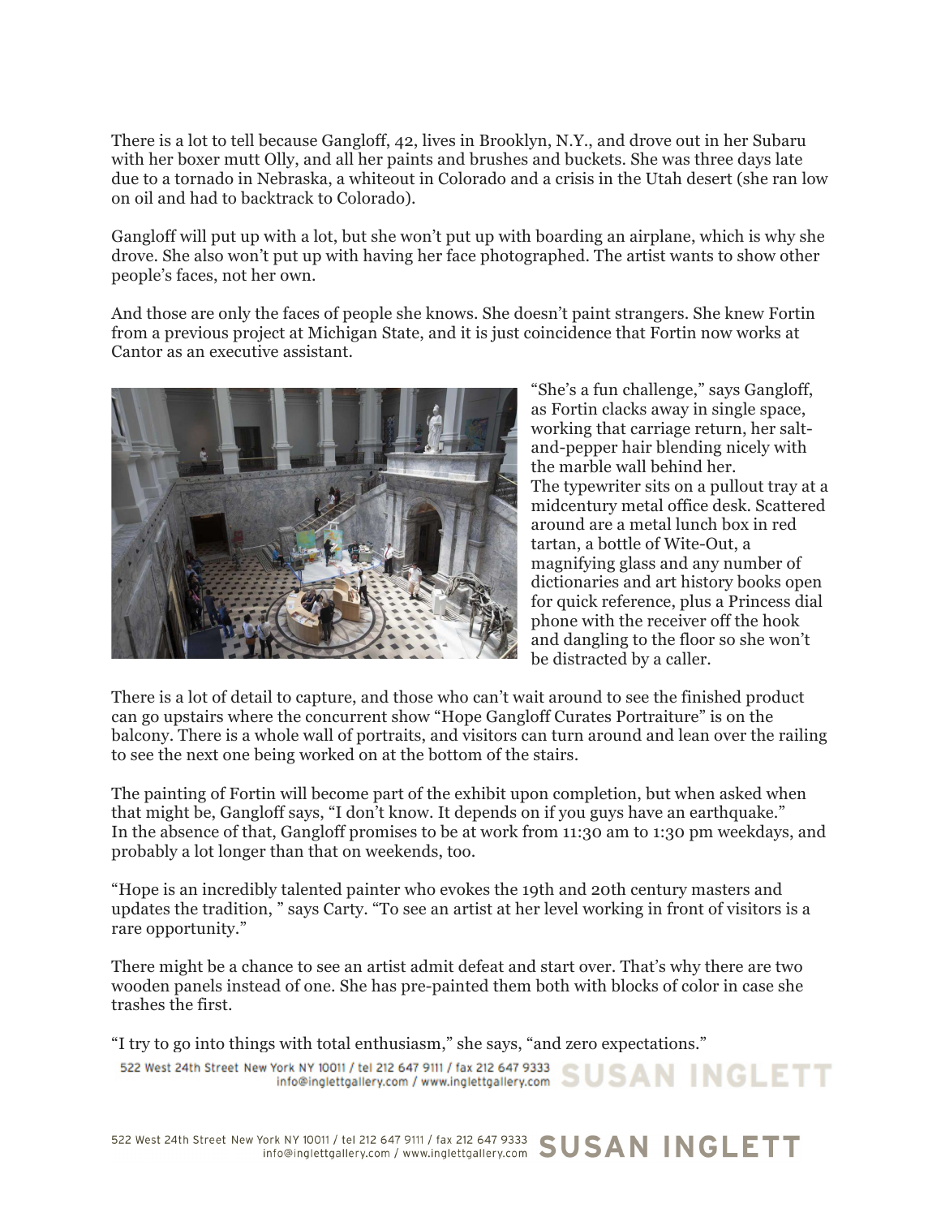There is a lot to tell because Gangloff, 42, lives in Brooklyn, N.Y., and drove out in her Subaru with her boxer mutt Olly, and all her paints and brushes and buckets. She was three days late due to a tornado in Nebraska, a whiteout in Colorado and a crisis in the Utah desert (she ran low on oil and had to backtrack to Colorado).

Gangloff will put up with a lot, but she won't put up with boarding an airplane, which is why she drove. She also won't put up with having her face photographed. The artist wants to show other people's faces, not her own.

And those are only the faces of people she knows. She doesn't paint strangers. She knew Fortin from a previous project at Michigan State, and it is just coincidence that Fortin now works at Cantor as an executive assistant.

"She's a fun challenge," says Gangloff, as Fortin clacks away in single space, working that carriage return, her salt-and-pepper hair blending nicely with the marble wall behind her.
The typewriter sits on a pullout tray at a midcentury metal office desk. Scattered around are a metal lunch box in red tartan, a bottle of Wite-Out, a magnifying glass and any number of dictionaries and art history books open for quick reference, plus a Princess dial phone with the receiver off the hook and dangling to the floor so she won't be distracted by a caller.

There is a lot of detail to capture, and those who can't wait around to see the finished product can go upstairs where the concurrent show "Hope Gangloff Curates Portraiture" is on the balcony. There is a whole wall of portraits, and visitors can turn around and lean over the railing to see the next one being worked on at the bottom of the stairs.

The painting of Fortin will become part of the exhibit upon completion, but when asked when that might be, Gangloff says, "I don't know. It depends on if you guys have an earthquake."
In the absence of that, Gangloff promises to be at work from 11:30 am to 1:30 pm weekdays, and probably a lot longer than that on weekends, too.

"Hope is an incredibly talented painter who evokes the 19th and 20th century masters and updates the tradition, " says Carty. "To see an artist at her level working in front of visitors is a rare opportunity."

There might be a chance to see an artist admit defeat and start over. That's why there are two wooden panels instead of one. She has pre-painted them both with blocks of color in case she trashes the first.

"I try to go into things with total enthusiasm," she says, "and zero expectations."